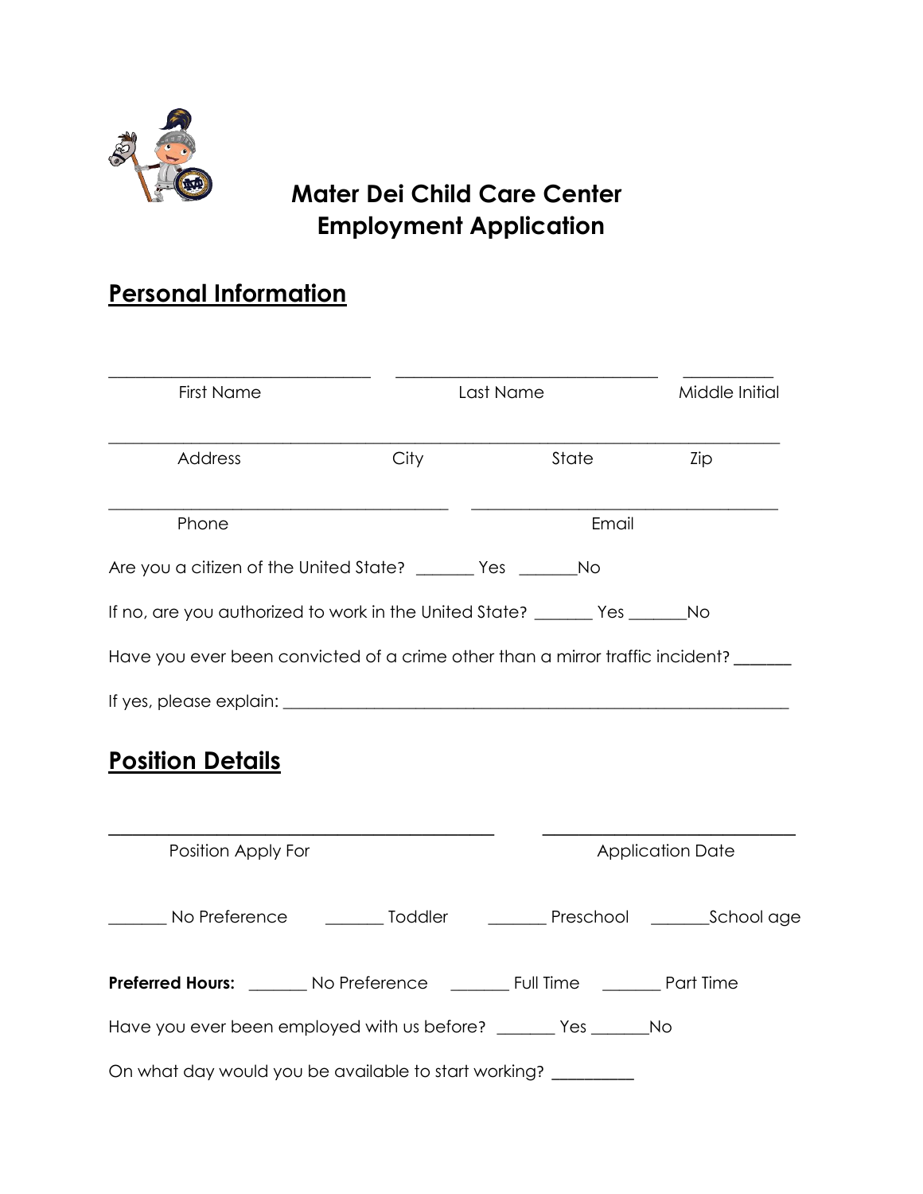# Mater Dei Child Care Center
# Employment Application

## Personal Information

_____________________________ _____________________________ __________

First Name Last Name Middle Initial

___________________________________________________________________________

Address City State Zip

______________________________________ __________________________________

Phone Email

Are you a citizen of the United State? _______ Yes _______No

If no, are you authorized to work in the United State? _______ Yes _______No

Have you ever been convicted of a crime other than a mirror traffic incident? _______

If yes, please explain: ________________________________________________________

## Position Details

___________________________________________ ____________________________

Position Apply For Application Date

_______ No Preference _______ Toddler _______ Preschool _______School age

**Preferred Hours:** _______ No Preference _______ Full Time _______ Part Time

Have you ever been employed with us before? _______ Yes _______No

On what day would you be available to start working? __________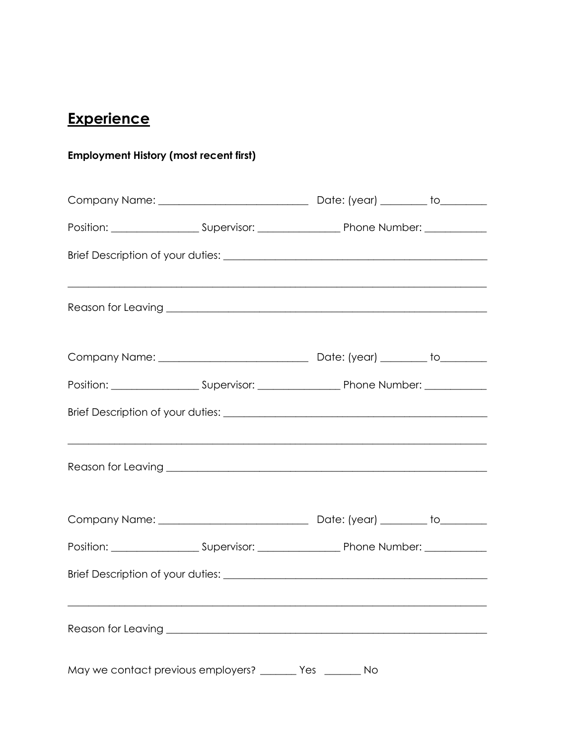## Experience

**Employment History (most recent first)**

Company Name: ____________________________ Date: (year) _________ to_________

Position: ________________ Supervisor: _______________ Phone Number: ___________

Brief Description of your duties: ______________________________________________

________________________________________________________________________

Reason for Leaving ______________________________________________________

Company Name: ____________________________ Date: (year) _________ to_________

Position: ________________ Supervisor: _______________ Phone Number: ___________

Brief Description of your duties: ______________________________________________

________________________________________________________________________

Reason for Leaving ______________________________________________________

Company Name: ____________________________ Date: (year) _________ to_________

Position: ________________ Supervisor: _______________ Phone Number: ___________

Brief Description of your duties: ______________________________________________

________________________________________________________________________

Reason for Leaving ______________________________________________________

May we contact previous employers? _______ Yes _______ No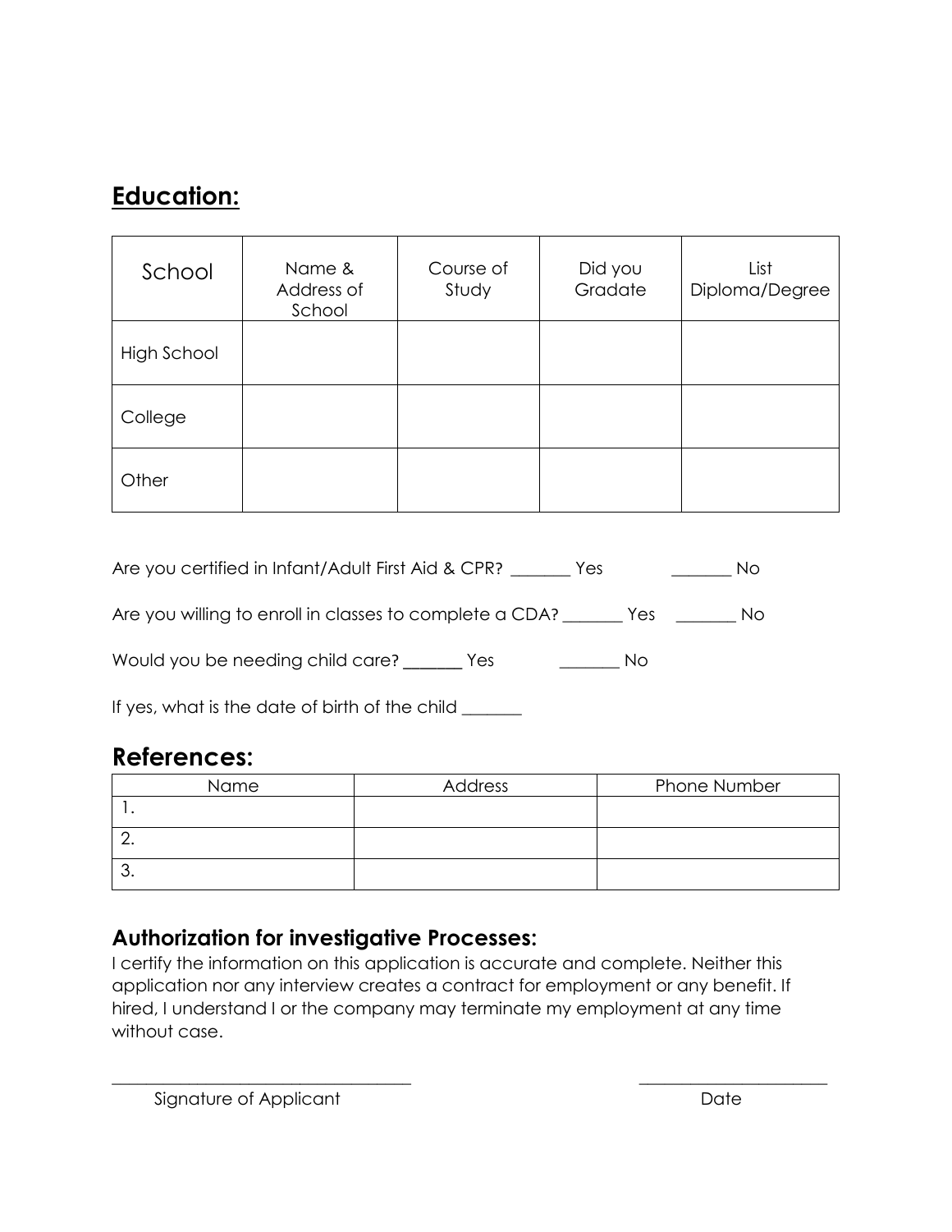## Education:

| School | Name & Address of School | Course of Study | Did you Gradate | List Diploma/Degree |
|---|---|---|---|---|
| High School | | | | |
| College | | | | |
| Other | | | | |

Are you certified in Infant/Adult First Aid & CPR? _______ Yes _______ No

Are you willing to enroll in classes to complete a CDA? _______ Yes _______ No

Would you be needing child care? _______ Yes _______ No

If yes, what is the date of birth of the child _______

## References:

| Name | Address | Phone Number |
|---|---|---|
| 1. | | |
| 2. | | |
| 3. | | |

### Authorization for investigative Processes:

I certify the information on this application is accurate and complete. Neither this application nor any interview creates a contract for employment or any benefit. If hired, I understand I or the company may terminate my employment at any time without case.

_________________________________ _____________________

Signature of Applicant Date